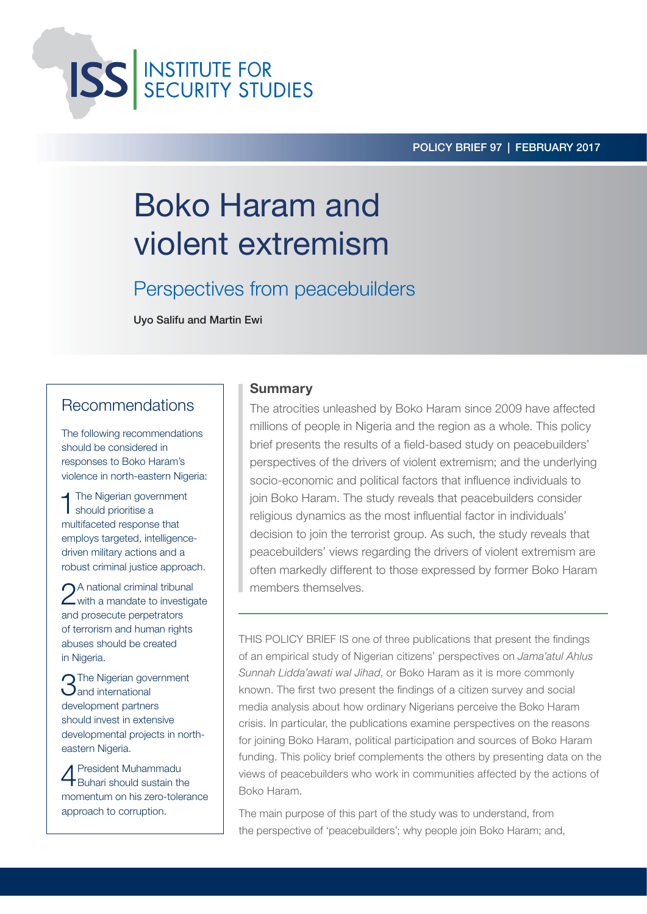INSTITUTE FOR SECURITY STUDIES

POLICY BRIEF 97 | FEBRUARY 2017

# Boko Haram and violent extremism

## Perspectives from peacebuilders

**Uyo Salifu and Martin Ewi**

### Summary

The atrocities unleashed by Boko Haram since 2009 have affected millions of people in Nigeria and the region as a whole. This policy brief presents the results of a field-based study on peacebuilders' perspectives of the drivers of violent extremism; and the underlying socio-economic and political factors that influence individuals to join Boko Haram. The study reveals that peacebuilders consider religious dynamics as the most influential factor in individuals' decision to join the terrorist group. As such, the study reveals that peacebuilders' views regarding the drivers of violent extremism are often markedly different to those expressed by former Boko Haram members themselves.

### Recommendations

The following recommendations should be considered in responses to Boko Haram's violence in north-eastern Nigeria:

1. The Nigerian government should prioritise a multifaceted response that employs targeted, intelligence-driven military actions and a robust criminal justice approach.
2. A national criminal tribunal with a mandate to investigate and prosecute perpetrators of terrorism and human rights abuses should be created in Nigeria.
3. The Nigerian government and international development partners should invest in extensive developmental projects in north-eastern Nigeria.
4. President Muhammadu Buhari should sustain the momentum on his zero-tolerance approach to corruption.

THIS POLICY BRIEF IS one of three publications that present the findings of an empirical study of Nigerian citizens' perspectives on *Jama'atul Ahlus Sunnah Lidda'awati wal Jihad*, or Boko Haram as it is more commonly known. The first two present the findings of a citizen survey and social media analysis about how ordinary Nigerians perceive the Boko Haram crisis. In particular, the publications examine perspectives on the reasons for joining Boko Haram, political participation and sources of Boko Haram funding. This policy brief complements the others by presenting data on the views of peacebuilders who work in communities affected by the actions of Boko Haram.

The main purpose of this part of the study was to understand, from the perspective of 'peacebuilders'; why people join Boko Haram; and,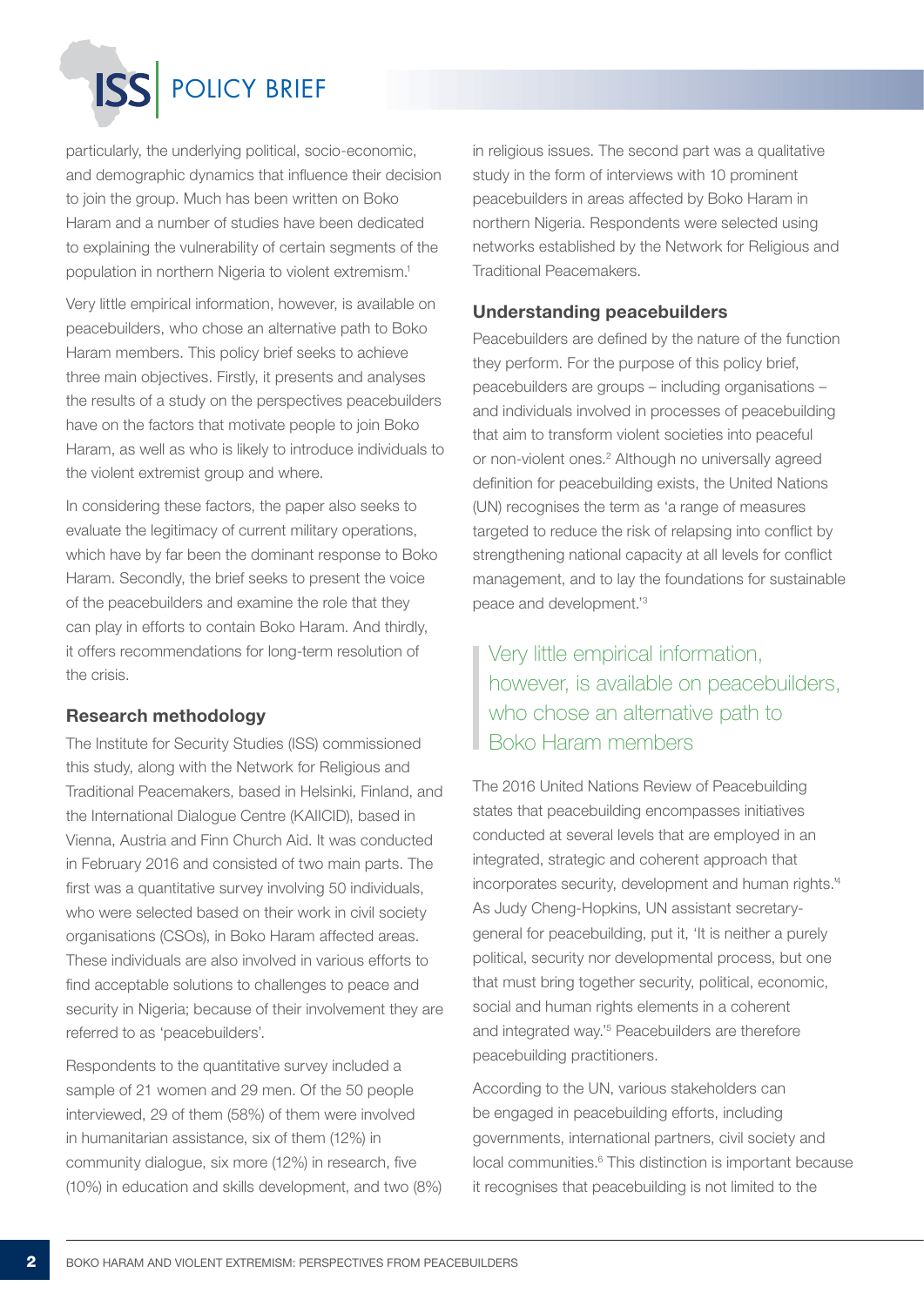particularly, the underlying political, socio-economic, and demographic dynamics that influence their decision to join the group. Much has been written on Boko Haram and a number of studies have been dedicated to explaining the vulnerability of certain segments of the population in northern Nigeria to violent extremism.[1]

Very little empirical information, however, is available on peacebuilders, who chose an alternative path to Boko Haram members. This policy brief seeks to achieve three main objectives. Firstly, it presents and analyses the results of a study on the perspectives peacebuilders have on the factors that motivate people to join Boko Haram, as well as who is likely to introduce individuals to the violent extremist group and where.

In considering these factors, the paper also seeks to evaluate the legitimacy of current military operations, which have by far been the dominant response to Boko Haram. Secondly, the brief seeks to present the voice of the peacebuilders and examine the role that they can play in efforts to contain Boko Haram. And thirdly, it offers recommendations for long-term resolution of the crisis.

### Research methodology

The Institute for Security Studies (ISS) commissioned this study, along with the Network for Religious and Traditional Peacemakers, based in Helsinki, Finland, and the International Dialogue Centre (KAIICID), based in Vienna, Austria and Finn Church Aid. It was conducted in February 2016 and consisted of two main parts. The first was a quantitative survey involving 50 individuals, who were selected based on their work in civil society organisations (CSOs), in Boko Haram affected areas. These individuals are also involved in various efforts to find acceptable solutions to challenges to peace and security in Nigeria; because of their involvement they are referred to as 'peacebuilders'.

Respondents to the quantitative survey included a sample of 21 women and 29 men. Of the 50 people interviewed, 29 of them (58%) of them were involved in humanitarian assistance, six of them (12%) in community dialogue, six more (12%) in research, five (10%) in education and skills development, and two (8%) in religious issues. The second part was a qualitative study in the form of interviews with 10 prominent peacebuilders in areas affected by Boko Haram in northern Nigeria. Respondents were selected using networks established by the Network for Religious and Traditional Peacemakers.

### Understanding peacebuilders

Peacebuilders are defined by the nature of the function they perform. For the purpose of this policy brief, peacebuilders are groups – including organisations – and individuals involved in processes of peacebuilding that aim to transform violent societies into peaceful or non-violent ones.[2] Although no universally agreed definition for peacebuilding exists, the United Nations (UN) recognises the term as 'a range of measures targeted to reduce the risk of relapsing into conflict by strengthening national capacity at all levels for conflict management, and to lay the foundations for sustainable peace and development.'[3]

> Very little empirical information, however, is available on peacebuilders, who chose an alternative path to Boko Haram members

The 2016 United Nations Review of Peacebuilding states that peacebuilding encompasses initiatives conducted at several levels that are employed in an integrated, strategic and coherent approach that incorporates security, development and human rights.'[4] As Judy Cheng-Hopkins, UN assistant secretary-general for peacebuilding, put it, 'It is neither a purely political, security nor developmental process, but one that must bring together security, political, economic, social and human rights elements in a coherent and integrated way.'[5] Peacebuilders are therefore peacebuilding practitioners.

According to the UN, various stakeholders can be engaged in peacebuilding efforts, including governments, international partners, civil society and local communities.[6] This distinction is important because it recognises that peacebuilding is not limited to the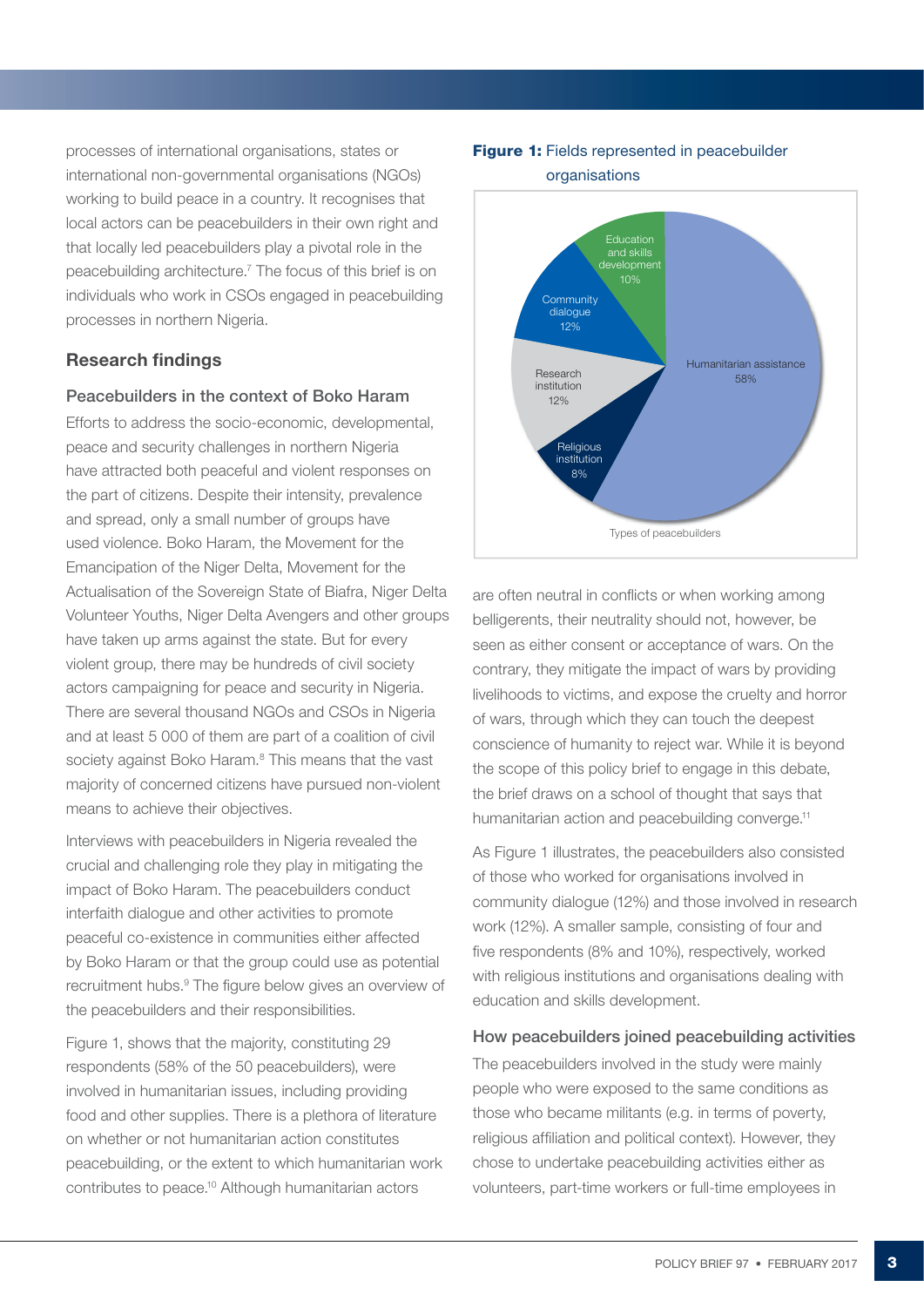processes of international organisations, states or international non-governmental organisations (NGOs) working to build peace in a country. It recognises that local actors can be peacebuilders in their own right and that locally led peacebuilders play a pivotal role in the peacebuilding architecture.[7] The focus of this brief is on individuals who work in CSOs engaged in peacebuilding processes in northern Nigeria.

## Research findings

### Peacebuilders in the context of Boko Haram

Efforts to address the socio-economic, developmental, peace and security challenges in northern Nigeria have attracted both peaceful and violent responses on the part of citizens. Despite their intensity, prevalence and spread, only a small number of groups have used violence. Boko Haram, the Movement for the Emancipation of the Niger Delta, Movement for the Actualisation of the Sovereign State of Biafra, Niger Delta Volunteer Youths, Niger Delta Avengers and other groups have taken up arms against the state. But for every violent group, there may be hundreds of civil society actors campaigning for peace and security in Nigeria. There are several thousand NGOs and CSOs in Nigeria and at least 5 000 of them are part of a coalition of civil society against Boko Haram.[8] This means that the vast majority of concerned citizens have pursued non-violent means to achieve their objectives.

Interviews with peacebuilders in Nigeria revealed the crucial and challenging role they play in mitigating the impact of Boko Haram. The peacebuilders conduct interfaith dialogue and other activities to promote peaceful co-existence in communities either affected by Boko Haram or that the group could use as potential recruitment hubs.[9] The figure below gives an overview of the peacebuilders and their responsibilities.

Figure 1, shows that the majority, constituting 29 respondents (58% of the 50 peacebuilders), were involved in humanitarian issues, including providing food and other supplies. There is a plethora of literature on whether or not humanitarian action constitutes peacebuilding, or the extent to which humanitarian work contributes to peace.[10] Although humanitarian actors are often neutral in conflicts or when working among belligerents, their neutrality should not, however, be seen as either consent or acceptance of wars. On the contrary, they mitigate the impact of wars by providing livelihoods to victims, and expose the cruelty and horror of wars, through which they can touch the deepest conscience of humanity to reject war. While it is beyond the scope of this policy brief to engage in this debate, the brief draws on a school of thought that says that humanitarian action and peacebuilding converge.[11]

**Figure 1:** Fields represented in peacebuilder organisations

Education and skills development 10%
Community dialogue 12%
Research institution 12%
Religious institution 8%
Humanitarian assistance 58%
Types of peacebuilders

As Figure 1 illustrates, the peacebuilders also consisted of those who worked for organisations involved in community dialogue (12%) and those involved in research work (12%). A smaller sample, consisting of four and five respondents (8% and 10%), respectively, worked with religious institutions and organisations dealing with education and skills development.

### How peacebuilders joined peacebuilding activities

The peacebuilders involved in the study were mainly people who were exposed to the same conditions as those who became militants (e.g. in terms of poverty, religious affiliation and political context). However, they chose to undertake peacebuilding activities either as volunteers, part-time workers or full-time employees in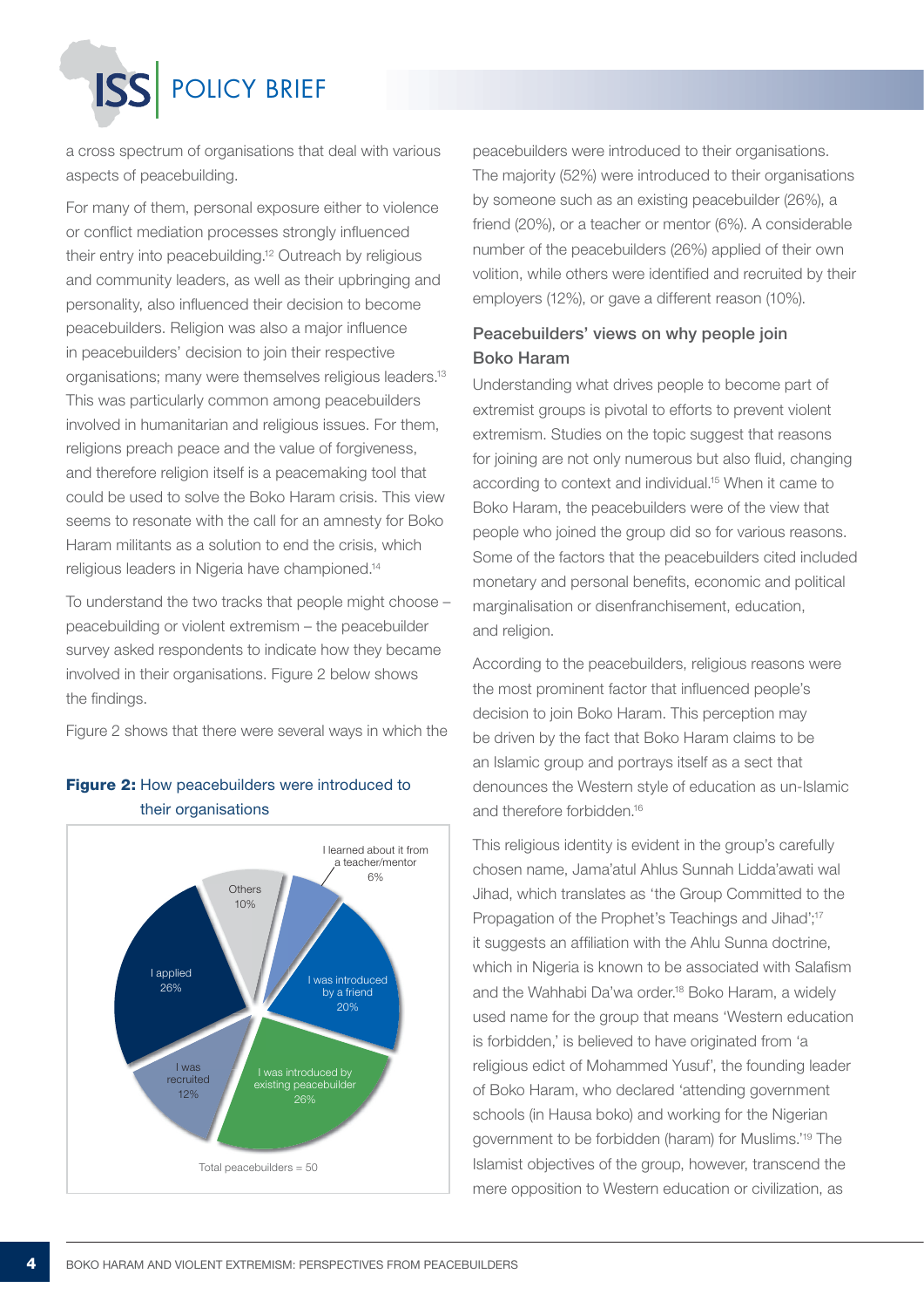a cross spectrum of organisations that deal with various aspects of peacebuilding.

For many of them, personal exposure either to violence or conflict mediation processes strongly influenced their entry into peacebuilding.[12] Outreach by religious and community leaders, as well as their upbringing and personality, also influenced their decision to become peacebuilders. Religion was also a major influence in peacebuilders' decision to join their respective organisations; many were themselves religious leaders.[13] This was particularly common among peacebuilders involved in humanitarian and religious issues. For them, religions preach peace and the value of forgiveness, and therefore religion itself is a peacemaking tool that could be used to solve the Boko Haram crisis. This view seems to resonate with the call for an amnesty for Boko Haram militants as a solution to end the crisis, which religious leaders in Nigeria have championed.[14]

To understand the two tracks that people might choose – peacebuilding or violent extremism – the peacebuilder survey asked respondents to indicate how they became involved in their organisations. Figure 2 below shows the findings.

Figure 2 shows that there were several ways in which the peacebuilders were introduced to their organisations. The majority (52%) were introduced to their organisations by someone such as an existing peacebuilder (26%), a friend (20%), or a teacher or mentor (6%). A considerable number of the peacebuilders (26%) applied of their own volition, while others were identified and recruited by their employers (12%), or gave a different reason (10%).

**Figure 2:** How peacebuilders were introduced to their organisations

I learned about it from a teacher/mentor 6%
I was introduced by a friend 20%
I was introduced by existing peacebuilder 26%
I was recruited 12%
I applied 26%
Others 10%
Total peacebuilders = 50

### Peacebuilders' views on why people join Boko Haram

Understanding what drives people to become part of extremist groups is pivotal to efforts to prevent violent extremism. Studies on the topic suggest that reasons for joining are not only numerous but also fluid, changing according to context and individual.[15] When it came to Boko Haram, the peacebuilders were of the view that people who joined the group did so for various reasons. Some of the factors that the peacebuilders cited included monetary and personal benefits, economic and political marginalisation or disenfranchisement, education, and religion.

According to the peacebuilders, religious reasons were the most prominent factor that influenced people's decision to join Boko Haram. This perception may be driven by the fact that Boko Haram claims to be an Islamic group and portrays itself as a sect that denounces the Western style of education as un-Islamic and therefore forbidden.[16]

This religious identity is evident in the group's carefully chosen name, Jama'atul Ahlus Sunnah Lidda'awati wal Jihad, which translates as 'the Group Committed to the Propagation of the Prophet's Teachings and Jihad';[17] it suggests an affiliation with the Ahlu Sunna doctrine, which in Nigeria is known to be associated with Salafism and the Wahhabi Da'wa order.[18] Boko Haram, a widely used name for the group that means 'Western education is forbidden,' is believed to have originated from 'a religious edict of Mohammed Yusuf', the founding leader of Boko Haram, who declared 'attending government schools (in Hausa boko) and working for the Nigerian government to be forbidden (haram) for Muslims.'[19] The Islamist objectives of the group, however, transcend the mere opposition to Western education or civilization, as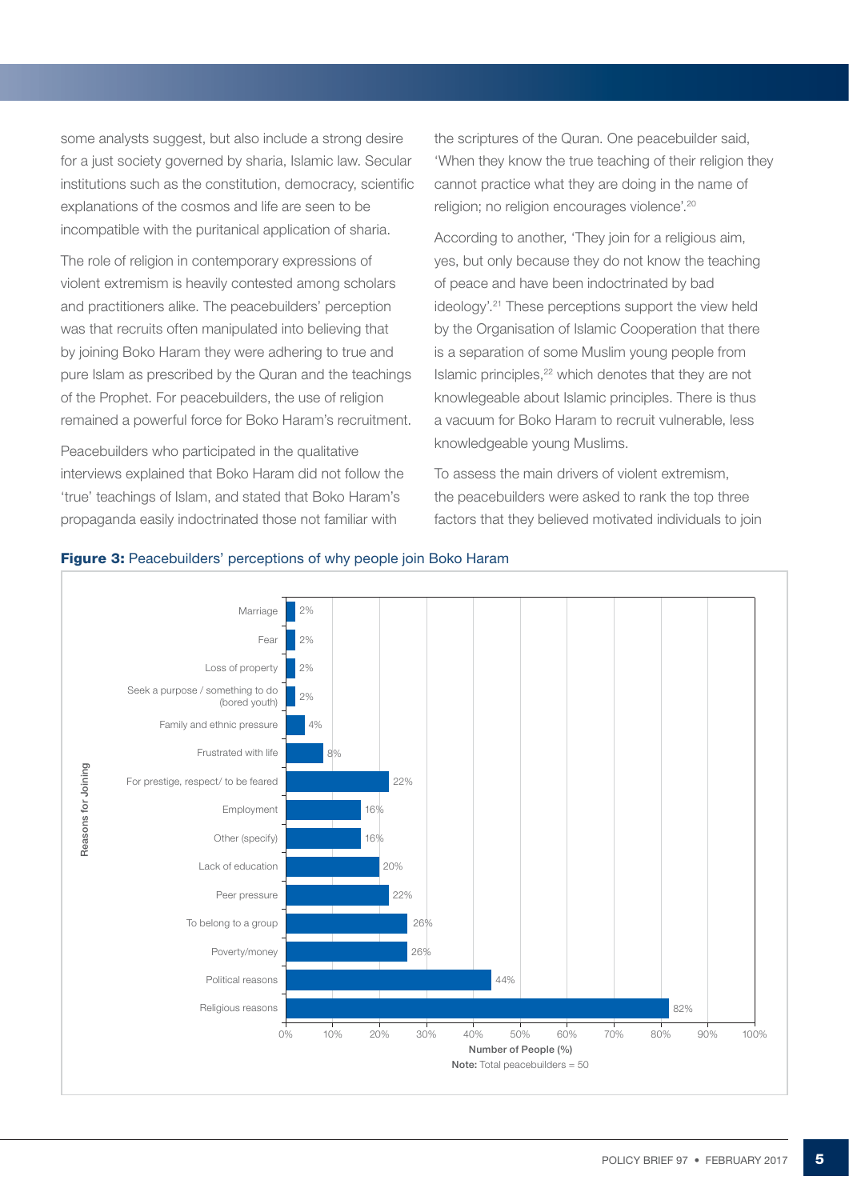some analysts suggest, but also include a strong desire for a just society governed by sharia, Islamic law. Secular institutions such as the constitution, democracy, scientific explanations of the cosmos and life are seen to be incompatible with the puritanical application of sharia.

The role of religion in contemporary expressions of violent extremism is heavily contested among scholars and practitioners alike. The peacebuilders' perception was that recruits often manipulated into believing that by joining Boko Haram they were adhering to true and pure Islam as prescribed by the Quran and the teachings of the Prophet. For peacebuilders, the use of religion remained a powerful force for Boko Haram's recruitment.

Peacebuilders who participated in the qualitative interviews explained that Boko Haram did not follow the 'true' teachings of Islam, and stated that Boko Haram's propaganda easily indoctrinated those not familiar with the scriptures of the Quran. One peacebuilder said, 'When they know the true teaching of their religion they cannot practice what they are doing in the name of religion; no religion encourages violence'.[20]

According to another, 'They join for a religious aim, yes, but only because they do not know the teaching of peace and have been indoctrinated by bad ideology'.[21] These perceptions support the view held by the Organisation of Islamic Cooperation that there is a separation of some Muslim young people from Islamic principles,[22] which denotes that they are not knowlegeable about Islamic principles. There is thus a vacuum for Boko Haram to recruit vulnerable, less knowledgeable young Muslims.

To assess the main drivers of violent extremism, the peacebuilders were asked to rank the top three factors that they believed motivated individuals to join

**Figure 3:** Peacebuilders' perceptions of why people join Boko Haram

Reasons for Joining

Marriage 2%
Fear 2%
Loss of property 2%
Seek a purpose / something to do (bored youth) 2%
Family and ethnic pressure 4%
Frustrated with life 8%
For prestige, respect/ to be feared 22%
Employment 16%
Other (specify) 16%
Lack of education 20%
Peer pressure 22%
To belong to a group 26%
Poverty/money 26%
Political reasons 44%
Religious reasons 82%

0% 10% 20% 30% 40% 50% 60% 70% 80% 90% 100%

Number of People (%)

**Note:** Total peacebuilders = 50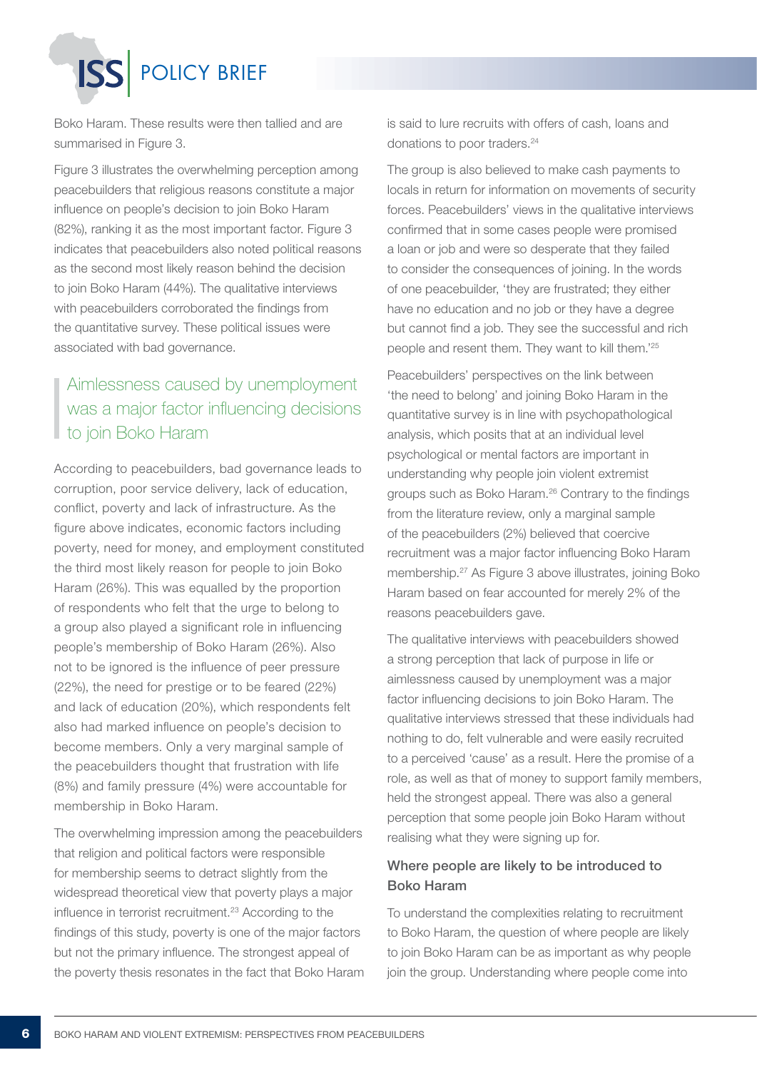Boko Haram. These results were then tallied and are summarised in Figure 3.

Figure 3 illustrates the overwhelming perception among peacebuilders that religious reasons constitute a major influence on people's decision to join Boko Haram (82%), ranking it as the most important factor. Figure 3 indicates that peacebuilders also noted political reasons as the second most likely reason behind the decision to join Boko Haram (44%). The qualitative interviews with peacebuilders corroborated the findings from the quantitative survey. These political issues were associated with bad governance.

> Aimlessness caused by unemployment was a major factor influencing decisions to join Boko Haram

According to peacebuilders, bad governance leads to corruption, poor service delivery, lack of education, conflict, poverty and lack of infrastructure. As the figure above indicates, economic factors including poverty, need for money, and employment constituted the third most likely reason for people to join Boko Haram (26%). This was equalled by the proportion of respondents who felt that the urge to belong to a group also played a significant role in influencing people's membership of Boko Haram (26%). Also not to be ignored is the influence of peer pressure (22%), the need for prestige or to be feared (22%) and lack of education (20%), which respondents felt also had marked influence on people's decision to become members. Only a very marginal sample of the peacebuilders thought that frustration with life (8%) and family pressure (4%) were accountable for membership in Boko Haram.

The overwhelming impression among the peacebuilders that religion and political factors were responsible for membership seems to detract slightly from the widespread theoretical view that poverty plays a major influence in terrorist recruitment.[23] According to the findings of this study, poverty is one of the major factors but not the primary influence. The strongest appeal of the poverty thesis resonates in the fact that Boko Haram is said to lure recruits with offers of cash, loans and donations to poor traders.[24]

The group is also believed to make cash payments to locals in return for information on movements of security forces. Peacebuilders' views in the qualitative interviews confirmed that in some cases people were promised a loan or job and were so desperate that they failed to consider the consequences of joining. In the words of one peacebuilder, 'they are frustrated; they either have no education and no job or they have a degree but cannot find a job. They see the successful and rich people and resent them. They want to kill them.'[25]

Peacebuilders' perspectives on the link between 'the need to belong' and joining Boko Haram in the quantitative survey is in line with psychopathological analysis, which posits that at an individual level psychological or mental factors are important in understanding why people join violent extremist groups such as Boko Haram.[26] Contrary to the findings from the literature review, only a marginal sample of the peacebuilders (2%) believed that coercive recruitment was a major factor influencing Boko Haram membership.[27] As Figure 3 above illustrates, joining Boko Haram based on fear accounted for merely 2% of the reasons peacebuilders gave.

The qualitative interviews with peacebuilders showed a strong perception that lack of purpose in life or aimlessness caused by unemployment was a major factor influencing decisions to join Boko Haram. The qualitative interviews stressed that these individuals had nothing to do, felt vulnerable and were easily recruited to a perceived 'cause' as a result. Here the promise of a role, as well as that of money to support family members, held the strongest appeal. There was also a general perception that some people join Boko Haram without realising what they were signing up for.

### Where people are likely to be introduced to Boko Haram

To understand the complexities relating to recruitment to Boko Haram, the question of where people are likely to join Boko Haram can be as important as why people join the group. Understanding where people come into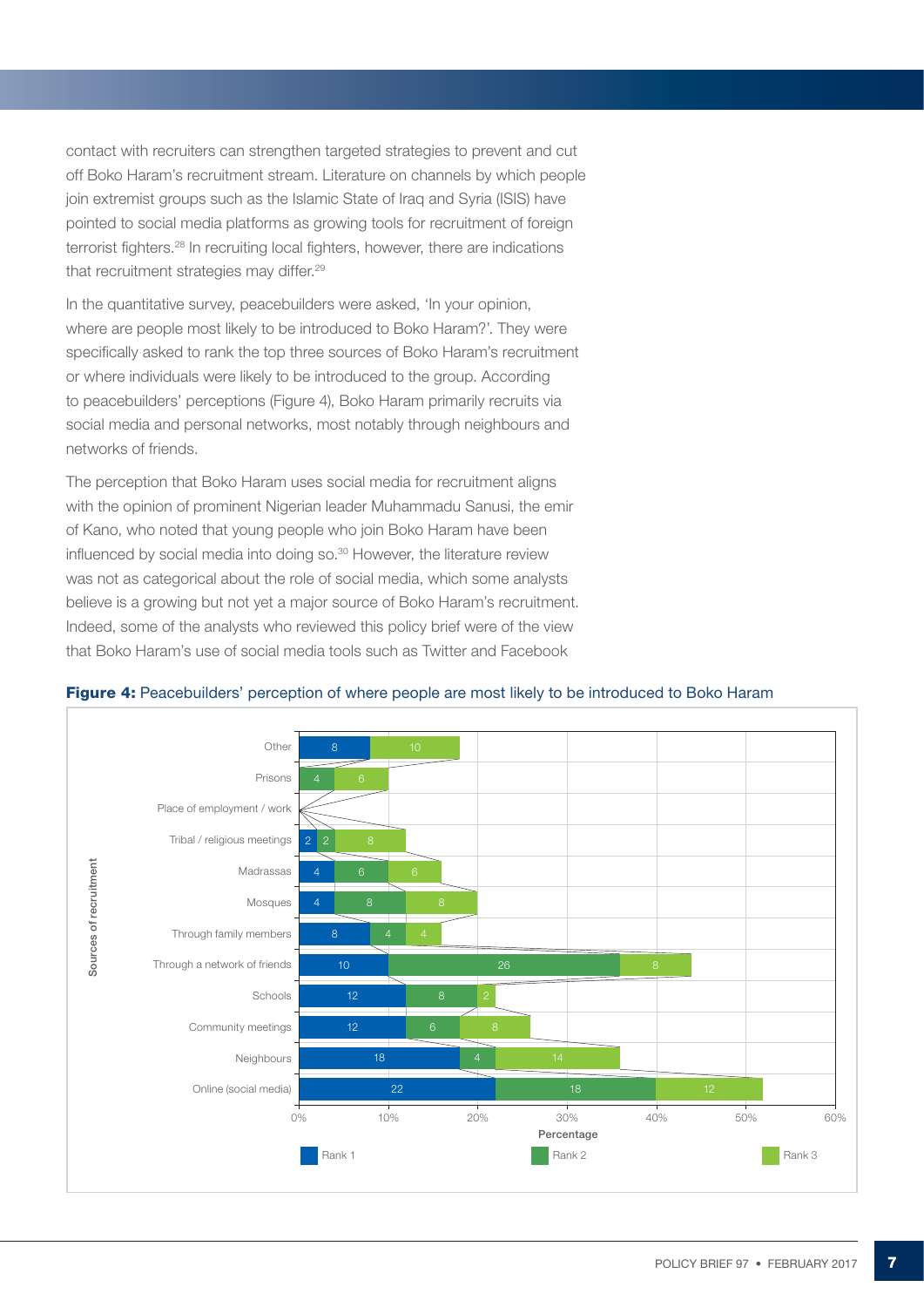contact with recruiters can strengthen targeted strategies to prevent and cut off Boko Haram's recruitment stream. Literature on channels by which people join extremist groups such as the Islamic State of Iraq and Syria (ISIS) have pointed to social media platforms as growing tools for recruitment of foreign terrorist fighters.[28] In recruiting local fighters, however, there are indications that recruitment strategies may differ.[29]

In the quantitative survey, peacebuilders were asked, 'In your opinion, where are people most likely to be introduced to Boko Haram?'. They were specifically asked to rank the top three sources of Boko Haram's recruitment or where individuals were likely to be introduced to the group. According to peacebuilders' perceptions (Figure 4), Boko Haram primarily recruits via social media and personal networks, most notably through neighbours and networks of friends.

The perception that Boko Haram uses social media for recruitment aligns with the opinion of prominent Nigerian leader Muhammadu Sanusi, the emir of Kano, who noted that young people who join Boko Haram have been influenced by social media into doing so.[30] However, the literature review was not as categorical about the role of social media, which some analysts believe is a growing but not yet a major source of Boko Haram's recruitment. Indeed, some of the analysts who reviewed this policy brief were of the view that Boko Haram's use of social media tools such as Twitter and Facebook

**Figure 4:** Peacebuilders' perception of where people are most likely to be introduced to Boko Haram

Sources of recruitment

Other: 8, 10
Prisons: 4, 6
Place of employment / work
Tribal / religious meetings: 2, 2, 8
Madrassas: 4, 6, 6
Mosques: 4, 8, 8
Through family members: 8, 4, 4
Through a network of friends: 10, 26, 8
Schools: 12, 8, 2
Community meetings: 12, 6, 8
Neighbours: 18, 4, 14
Online (social media): 22, 18, 12

0% 10% 20% 30% 40% 50% 60%

Percentage

Rank 1 Rank 2 Rank 3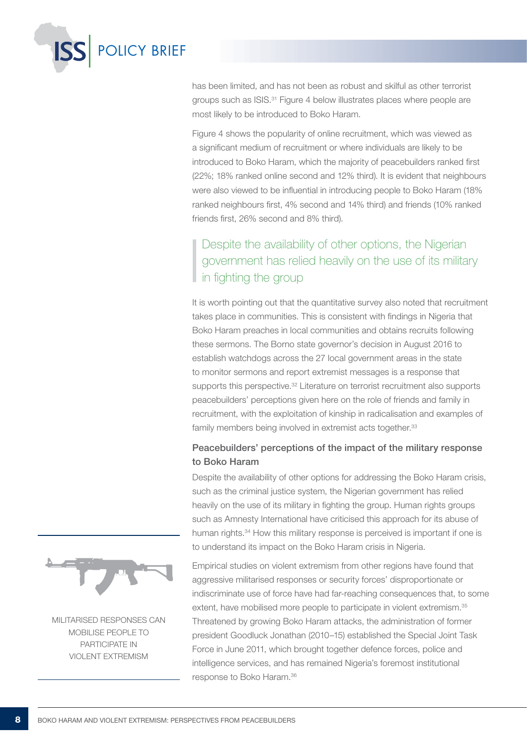has been limited, and has not been as robust and skilful as other terrorist groups such as ISIS.[31] Figure 4 below illustrates places where people are most likely to be introduced to Boko Haram.

Figure 4 shows the popularity of online recruitment, which was viewed as a significant medium of recruitment or where individuals are likely to be introduced to Boko Haram, which the majority of peacebuilders ranked first (22%; 18% ranked online second and 12% third). It is evident that neighbours were also viewed to be influential in introducing people to Boko Haram (18% ranked neighbours first, 4% second and 14% third) and friends (10% ranked friends first, 26% second and 8% third).

> Despite the availability of other options, the Nigerian government has relied heavily on the use of its military in fighting the group

It is worth pointing out that the quantitative survey also noted that recruitment takes place in communities. This is consistent with findings in Nigeria that Boko Haram preaches in local communities and obtains recruits following these sermons. The Borno state governor's decision in August 2016 to establish watchdogs across the 27 local government areas in the state to monitor sermons and report extremist messages is a response that supports this perspective.[32] Literature on terrorist recruitment also supports peacebuilders' perceptions given here on the role of friends and family in recruitment, with the exploitation of kinship in radicalisation and examples of family members being involved in extremist acts together.[33]

### Peacebuilders' perceptions of the impact of the military response to Boko Haram

Despite the availability of other options for addressing the Boko Haram crisis, such as the criminal justice system, the Nigerian government has relied heavily on the use of its military in fighting the group. Human rights groups such as Amnesty International have criticised this approach for its abuse of human rights.[34] How this military response is perceived is important if one is to understand its impact on the Boko Haram crisis in Nigeria.

Empirical studies on violent extremism from other regions have found that aggressive militarised responses or security forces' disproportionate or indiscriminate use of force have had far-reaching consequences that, to some extent, have mobilised more people to participate in violent extremism.[35] Threatened by growing Boko Haram attacks, the administration of former president Goodluck Jonathan (2010–15) established the Special Joint Task Force in June 2011, which brought together defence forces, police and intelligence services, and has remained Nigeria's foremost institutional response to Boko Haram.[36]

MILITARISED RESPONSES CAN MOBILISE PEOPLE TO PARTICIPATE IN VIOLENT EXTREMISM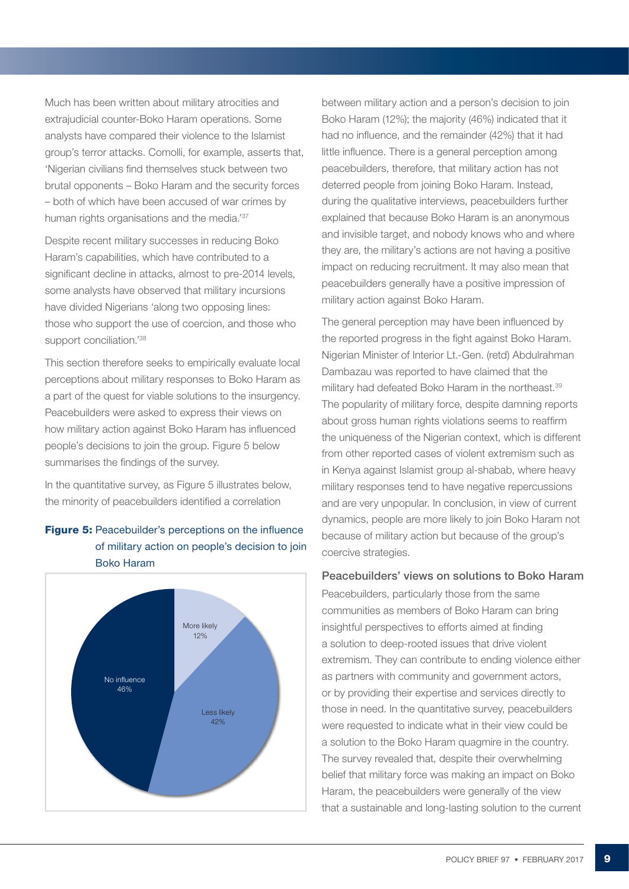Much has been written about military atrocities and extrajudicial counter-Boko Haram operations. Some analysts have compared their violence to the Islamist group's terror attacks. Comolli, for example, asserts that, 'Nigerian civilians find themselves stuck between two brutal opponents – Boko Haram and the security forces – both of which have been accused of war crimes by human rights organisations and the media.'[37]

Despite recent military successes in reducing Boko Haram's capabilities, which have contributed to a significant decline in attacks, almost to pre-2014 levels, some analysts have observed that military incursions have divided Nigerians 'along two opposing lines: those who support the use of coercion, and those who support conciliation.'[38]

This section therefore seeks to empirically evaluate local perceptions about military responses to Boko Haram as a part of the quest for viable solutions to the insurgency. Peacebuilders were asked to express their views on how military action against Boko Haram has influenced people's decisions to join the group. Figure 5 below summarises the findings of the survey.

In the quantitative survey, as Figure 5 illustrates below, the minority of peacebuilders identified a correlation between military action and a person's decision to join Boko Haram (12%); the majority (46%) indicated that it had no influence, and the remainder (42%) that it had little influence. There is a general perception among peacebuilders, therefore, that military action has not deterred people from joining Boko Haram. Instead, during the qualitative interviews, peacebuilders further explained that because Boko Haram is an anonymous and invisible target, and nobody knows who and where they are, the military's actions are not having a positive impact on reducing recruitment. It may also mean that peacebuilders generally have a positive impression of military action against Boko Haram.

**Figure 5:** Peacebuilder's perceptions on the influence of military action on people's decision to join Boko Haram

More likely
12%

Less likely
42%

No influence
46%

The general perception may have been influenced by the reported progress in the fight against Boko Haram. Nigerian Minister of Interior Lt.-Gen. (retd) Abdulrahman Dambazau was reported to have claimed that the military had defeated Boko Haram in the northeast.[39] The popularity of military force, despite damning reports about gross human rights violations seems to reaffirm the uniqueness of the Nigerian context, which is different from other reported cases of violent extremism such as in Kenya against Islamist group al-shabab, where heavy military responses tend to have negative repercussions and are very unpopular. In conclusion, in view of current dynamics, people are more likely to join Boko Haram not because of military action but because of the group's coercive strategies.

### Peacebuilders' views on solutions to Boko Haram

Peacebuilders, particularly those from the same communities as members of Boko Haram can bring insightful perspectives to efforts aimed at finding a solution to deep-rooted issues that drive violent extremism. They can contribute to ending violence either as partners with community and government actors, or by providing their expertise and services directly to those in need. In the quantitative survey, peacebuilders were requested to indicate what in their view could be a solution to the Boko Haram quagmire in the country. The survey revealed that, despite their overwhelming belief that military force was making an impact on Boko Haram, the peacebuilders were generally of the view that a sustainable and long-lasting solution to the current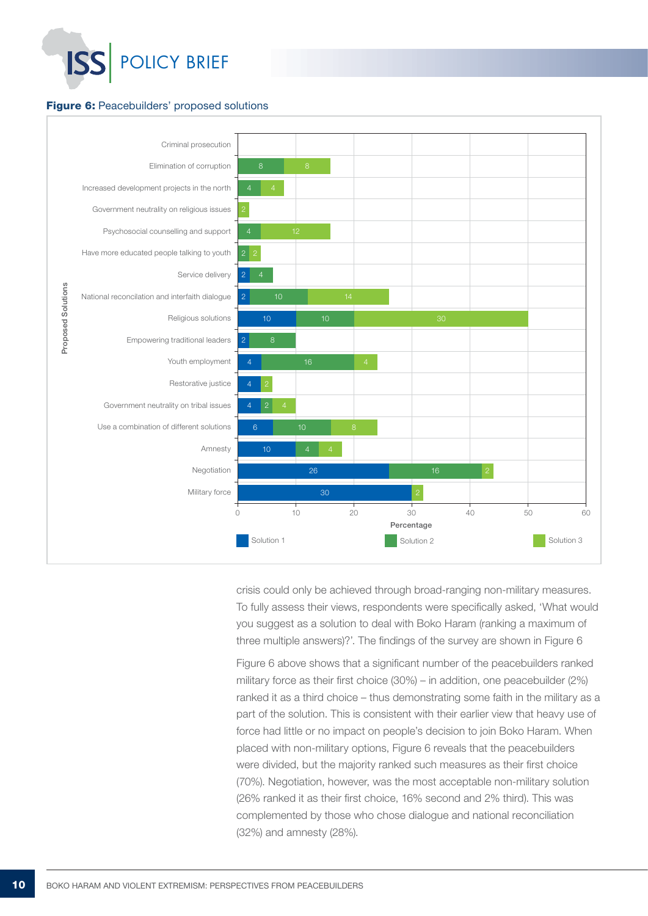**Figure 6:** Peacebuilders' proposed solutions

Proposed Solutions

Criminal prosecution
Elimination of corruption
Increased development projects in the north
Government neutrality on religious issues
Psychosocial counselling and support
Have more educated people talking to youth
Service delivery
National reconcilation and interfaith dialogue
Religious solutions
Empowering traditional leaders
Youth employment
Restorative justice
Government neutrality on tribal issues
Use a combination of different solutions
Amnesty
Negotiation
Military force

8 8
4 4
2
4 12
2 2
2 4
2 10 14
10 10 30
2 8
4 16 4
4 2
4 2 4
6 10 8
10 4 4
26 16 2
30 2

0 10 20 30 40 50 60

Percentage

Solution 1 Solution 2 Solution 3

crisis could only be achieved through broad-ranging non-military measures. To fully assess their views, respondents were specifically asked, 'What would you suggest as a solution to deal with Boko Haram (ranking a maximum of three multiple answers)?'. The findings of the survey are shown in Figure 6

Figure 6 above shows that a significant number of the peacebuilders ranked military force as their first choice (30%) – in addition, one peacebuilder (2%) ranked it as a third choice – thus demonstrating some faith in the military as a part of the solution. This is consistent with their earlier view that heavy use of force had little or no impact on people's decision to join Boko Haram. When placed with non-military options, Figure 6 reveals that the peacebuilders were divided, but the majority ranked such measures as their first choice (70%). Negotiation, however, was the most acceptable non-military solution (26% ranked it as their first choice, 16% second and 2% third). This was complemented by those who chose dialogue and national reconciliation (32%) and amnesty (28%).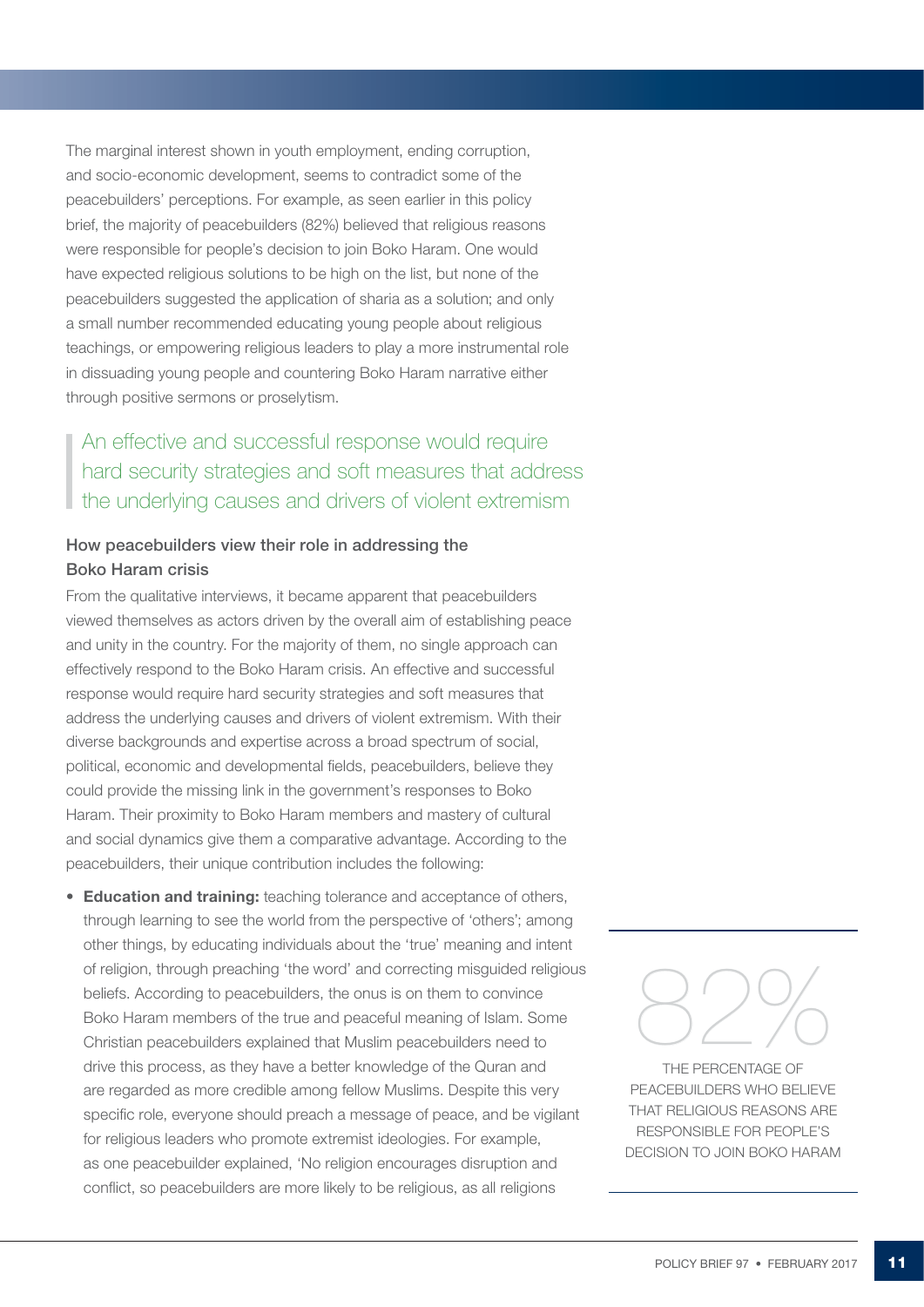The marginal interest shown in youth employment, ending corruption, and socio-economic development, seems to contradict some of the peacebuilders' perceptions. For example, as seen earlier in this policy brief, the majority of peacebuilders (82%) believed that religious reasons were responsible for people's decision to join Boko Haram. One would have expected religious solutions to be high on the list, but none of the peacebuilders suggested the application of sharia as a solution; and only a small number recommended educating young people about religious teachings, or empowering religious leaders to play a more instrumental role in dissuading young people and countering Boko Haram narrative either through positive sermons or proselytism.

> An effective and successful response would require hard security strategies and soft measures that address the underlying causes and drivers of violent extremism

### How peacebuilders view their role in addressing the Boko Haram crisis

From the qualitative interviews, it became apparent that peacebuilders viewed themselves as actors driven by the overall aim of establishing peace and unity in the country. For the majority of them, no single approach can effectively respond to the Boko Haram crisis. An effective and successful response would require hard security strategies and soft measures that address the underlying causes and drivers of violent extremism. With their diverse backgrounds and expertise across a broad spectrum of social, political, economic and developmental fields, peacebuilders, believe they could provide the missing link in the government's responses to Boko Haram. Their proximity to Boko Haram members and mastery of cultural and social dynamics give them a comparative advantage. According to the peacebuilders, their unique contribution includes the following:

- **Education and training:** teaching tolerance and acceptance of others, through learning to see the world from the perspective of 'others'; among other things, by educating individuals about the 'true' meaning and intent of religion, through preaching 'the word' and correcting misguided religious beliefs. According to peacebuilders, the onus is on them to convince Boko Haram members of the true and peaceful meaning of Islam. Some Christian peacebuilders explained that Muslim peacebuilders need to drive this process, as they have a better knowledge of the Quran and are regarded as more credible among fellow Muslims. Despite this very specific role, everyone should preach a message of peace, and be vigilant for religious leaders who promote extremist ideologies. For example, as one peacebuilder explained, 'No religion encourages disruption and conflict, so peacebuilders are more likely to be religious, as all religions

82%

THE PERCENTAGE OF PEACEBUILDERS WHO BELIEVE THAT RELIGIOUS REASONS ARE RESPONSIBLE FOR PEOPLE'S DECISION TO JOIN BOKO HARAM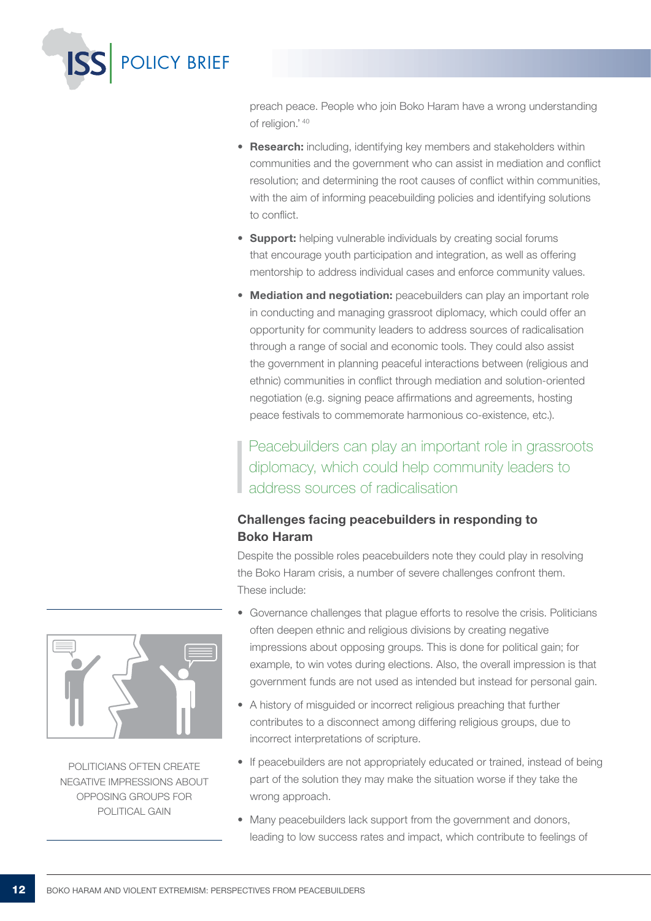preach peace. People who join Boko Haram have a wrong understanding of religion.'[40]

- **Research:** including, identifying key members and stakeholders within communities and the government who can assist in mediation and conflict resolution; and determining the root causes of conflict within communities, with the aim of informing peacebuilding policies and identifying solutions to conflict.
- **Support:** helping vulnerable individuals by creating social forums that encourage youth participation and integration, as well as offering mentorship to address individual cases and enforce community values.
- **Mediation and negotiation:** peacebuilders can play an important role in conducting and managing grassroot diplomacy, which could offer an opportunity for community leaders to address sources of radicalisation through a range of social and economic tools. They could also assist the government in planning peaceful interactions between (religious and ethnic) communities in conflict through mediation and solution-oriented negotiation (e.g. signing peace affirmations and agreements, hosting peace festivals to commemorate harmonious co-existence, etc.).

> Peacebuilders can play an important role in grassroots diplomacy, which could help community leaders to address sources of radicalisation

## Challenges facing peacebuilders in responding to Boko Haram

Despite the possible roles peacebuilders note they could play in resolving the Boko Haram crisis, a number of severe challenges confront them. These include:

- Governance challenges that plague efforts to resolve the crisis. Politicians often deepen ethnic and religious divisions by creating negative impressions about opposing groups. This is done for political gain; for example, to win votes during elections. Also, the overall impression is that government funds are not used as intended but instead for personal gain.
- A history of misguided or incorrect religious preaching that further contributes to a disconnect among differing religious groups, due to incorrect interpretations of scripture.
- If peacebuilders are not appropriately educated or trained, instead of being part of the solution they may make the situation worse if they take the wrong approach.
- Many peacebuilders lack support from the government and donors, leading to low success rates and impact, which contribute to feelings of

POLITICIANS OFTEN CREATE NEGATIVE IMPRESSIONS ABOUT OPPOSING GROUPS FOR POLITICAL GAIN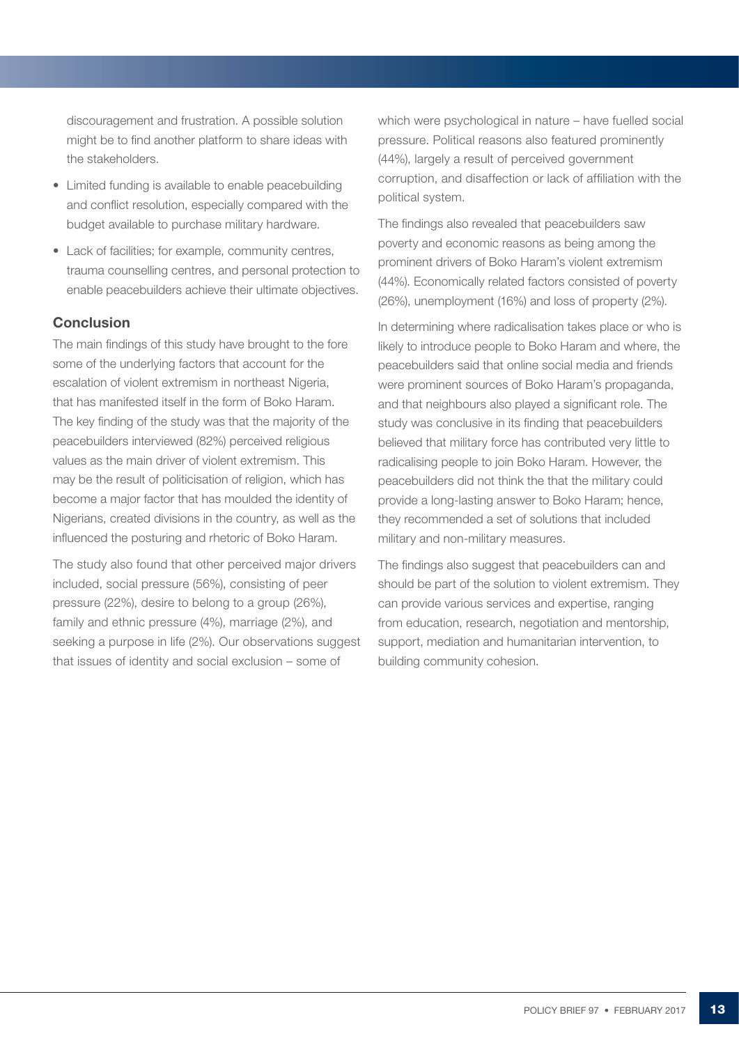discouragement and frustration. A possible solution might be to find another platform to share ideas with the stakeholders.

- Limited funding is available to enable peacebuilding and conflict resolution, especially compared with the budget available to purchase military hardware.
- Lack of facilities; for example, community centres, trauma counselling centres, and personal protection to enable peacebuilders achieve their ultimate objectives.

## Conclusion

The main findings of this study have brought to the fore some of the underlying factors that account for the escalation of violent extremism in northeast Nigeria, that has manifested itself in the form of Boko Haram. The key finding of the study was that the majority of the peacebuilders interviewed (82%) perceived religious values as the main driver of violent extremism. This may be the result of politicisation of religion, which has become a major factor that has moulded the identity of Nigerians, created divisions in the country, as well as the influenced the posturing and rhetoric of Boko Haram.

The study also found that other perceived major drivers included, social pressure (56%), consisting of peer pressure (22%), desire to belong to a group (26%), family and ethnic pressure (4%), marriage (2%), and seeking a purpose in life (2%). Our observations suggest that issues of identity and social exclusion – some of which were psychological in nature – have fuelled social pressure. Political reasons also featured prominently (44%), largely a result of perceived government corruption, and disaffection or lack of affiliation with the political system.

The findings also revealed that peacebuilders saw poverty and economic reasons as being among the prominent drivers of Boko Haram's violent extremism (44%). Economically related factors consisted of poverty (26%), unemployment (16%) and loss of property (2%).

In determining where radicalisation takes place or who is likely to introduce people to Boko Haram and where, the peacebuilders said that online social media and friends were prominent sources of Boko Haram's propaganda, and that neighbours also played a significant role. The study was conclusive in its finding that peacebuilders believed that military force has contributed very little to radicalising people to join Boko Haram. However, the peacebuilders did not think the that the military could provide a long-lasting answer to Boko Haram; hence, they recommended a set of solutions that included military and non-military measures.

The findings also suggest that peacebuilders can and should be part of the solution to violent extremism. They can provide various services and expertise, ranging from education, research, negotiation and mentorship, support, mediation and humanitarian intervention, to building community cohesion.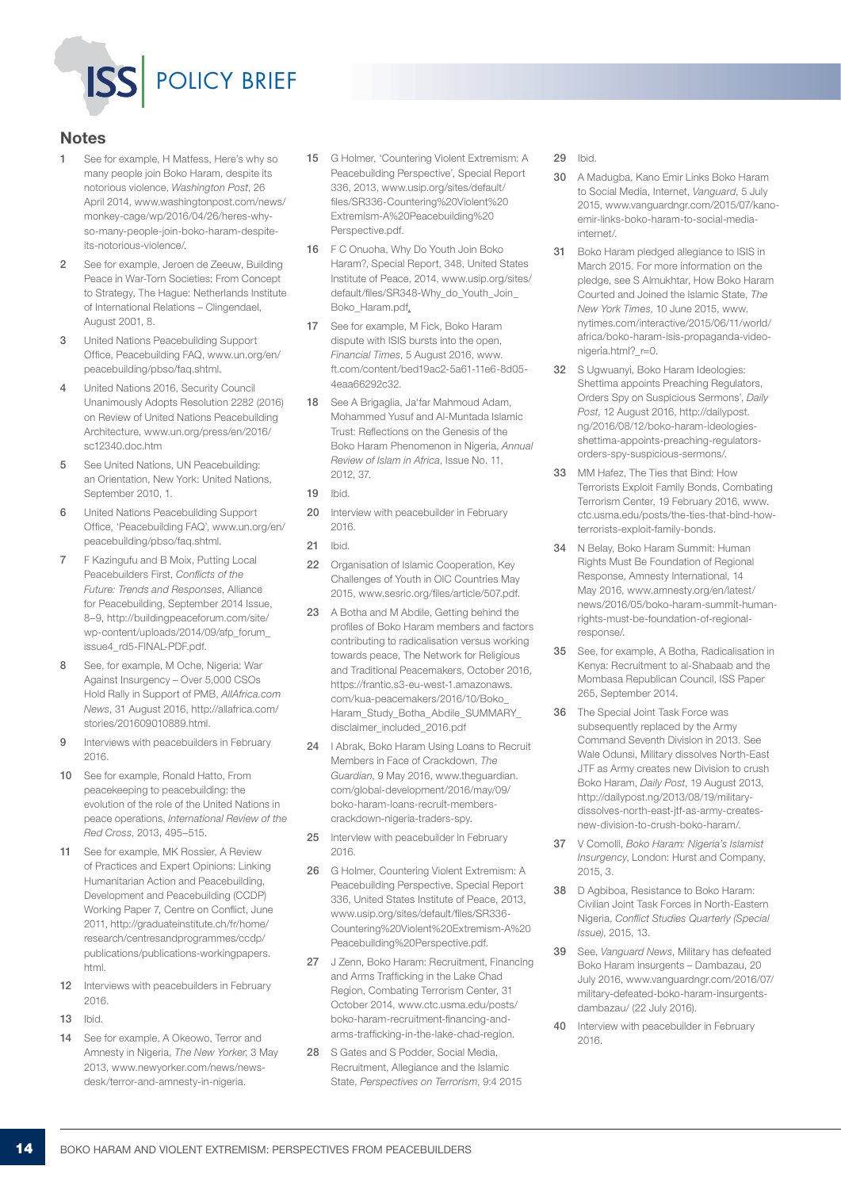## Notes

1. See for example, H Matfess, Here's why so many people join Boko Haram, despite its notorious violence, *Washington Post*, 26 April 2014, www.washingtonpost.com/news/monkey-cage/wp/2016/04/26/heres-why-so-many-people-join-boko-haram-despite-its-notorious-violence/.
2. See for example, Jeroen de Zeeuw, Building Peace in War-Torn Societies: From Concept to Strategy, The Hague: Netherlands Institute of International Relations – Clingendael, August 2001, 8.
3. United Nations Peacebuilding Support Office, Peacebuilding FAQ, www.un.org/en/peacebuilding/pbso/faq.shtml.
4. United Nations 2016, Security Council Unanimously Adopts Resolution 2282 (2016) on Review of United Nations Peacebuilding Architecture, www.un.org/press/en/2016/sc12340.doc.htm
5. See United Nations, UN Peacebuilding: an Orientation, New York: United Nations, September 2010, 1.
6. United Nations Peacebuilding Support Office, 'Peacebuilding FAQ', www.un.org/en/peacebuilding/pbso/faq.shtml.
7. F Kazingufu and B Moix, Putting Local Peacebuilders First, *Conflicts of the Future: Trends and Responses*, Alliance for Peacebuilding, September 2014 Issue, 8–9, http://buildingpeaceforum.com/site/wp-content/uploads/2014/09/afp_forum_issue4_rd5-FINAL-PDF.pdf.
8. See, for example, M Oche, Nigeria: War Against Insurgency – Over 5,000 CSOs Hold Rally in Support of PMB, *AllAfrica.com News*, 31 August 2016, http://allafrica.com/stories/201609010889.html.
9. Interviews with peacebuilders in February 2016.
10. See for example, Ronald Hatto, From peacekeeping to peacebuilding: the evolution of the role of the United Nations in peace operations, *International Review of the Red Cross*, 2013, 495–515.
11. See for example, MK Rossier, A Review of Practices and Expert Opinions: Linking Humanitarian Action and Peacebuilding, Development and Peacebuilding (CCDP) Working Paper 7, Centre on Conflict, June 2011, http://graduateinstitute.ch/fr/home/research/centresandprogrammes/ccdp/publications/publications-workingpapers.html.
12. Interviews with peacebuilders in February 2016.
13. Ibid.
14. See for example, A Okeowo, Terror and Amnesty in Nigeria, *The New Yorker*, 3 May 2013, www.newyorker.com/news/news-desk/terror-and-amnesty-in-nigeria.
15. G Holmer, 'Countering Violent Extremism: A Peacebuilding Perspective', Special Report 336, 2013, www.usip.org/sites/default/files/SR336-Countering%20Violent%20Extremism-A%20Peacebuilding%20Perspective.pdf.
16. F C Onuoha, Why Do Youth Join Boko Haram?, Special Report, 348, United States Institute of Peace, 2014, www.usip.org/sites/default/files/SR348-Why_do_Youth_Join_Boko_Haram.pdf.
17. See for example, M Fick, Boko Haram dispute with ISIS bursts into the open, *Financial Times*, 5 August 2016, www.ft.com/content/bed19ac2-5a61-11e6-8d05-4eaa66292c32.
18. See A Brigaglia, Ja'far Mahmoud Adam, Mohammed Yusuf and Al-Muntada Islamic Trust: Reflections on the Genesis of the Boko Haram Phenomenon in Nigeria, *Annual Review of Islam in Africa*, Issue No. 11, 2012, 37.
19. Ibid.
20. Interview with peacebuilder in February 2016.
21. Ibid.
22. Organisation of Islamic Cooperation, Key Challenges of Youth in OIC Countries May 2015, www.sesric.org/files/article/507.pdf.
23. A Botha and M Abdile, Getting behind the profiles of Boko Haram members and factors contributing to radicalisation versus working towards peace, The Network for Religious and Traditional Peacemakers, October 2016, https://frantic.s3-eu-west-1.amazonaws.com/kua-peacemakers/2016/10/Boko_Haram_Study_Botha_Abdile_SUMMARY_disclaimer_included_2016.pdf
24. I Abrak, Boko Haram Using Loans to Recruit Members in Face of Crackdown, *The Guardian*, 9 May 2016, www.theguardian.com/global-development/2016/may/09/boko-haram-loans-recruit-members-crackdown-nigeria-traders-spy.
25. Interview with peacebuilder in February 2016.
26. G Holmer, Countering Violent Extremism: A Peacebuilding Perspective, Special Report 336, United States Institute of Peace, 2013, www.usip.org/sites/default/files/SR336-Countering%20Violent%20Extremism-A%20Peacebuilding%20Perspective.pdf.
27. J Zenn, Boko Haram: Recruitment, Financing and Arms Trafficking in the Lake Chad Region, Combating Terrorism Center, 31 October 2014, www.ctc.usma.edu/posts/boko-haram-recruitment-financing-and-arms-trafficking-in-the-lake-chad-region.
28. S Gates and S Podder, Social Media, Recruitment, Allegiance and the Islamic State, *Perspectives on Terrorism*, 9:4 2015
29. Ibid.
30. A Madugba, Kano Emir Links Boko Haram to Social Media, Internet, *Vanguard*, 5 July 2015, www.vanguardngr.com/2015/07/kano-emir-links-boko-haram-to-social-media-internet/.
31. Boko Haram pledged allegiance to ISIS in March 2015. For more information on the pledge, see S Almukhtar, How Boko Haram Courted and Joined the Islamic State, *The New York Times*, 10 June 2015, www.nytimes.com/interactive/2015/06/11/world/africa/boko-haram-isis-propaganda-video-nigeria.html?_r=0.
32. S Ugwuanyi, Boko Haram Ideologies: Shettima appoints Preaching Regulators, Orders Spy on Suspicious Sermons', *Daily Post*, 12 August 2016, http://dailypost.ng/2016/08/12/boko-haram-ideologies-shettima-appoints-preaching-regulators-orders-spy-suspicious-sermons/.
33. MM Hafez, The Ties that Bind: How Terrorists Exploit Family Bonds, Combating Terrorism Center, 19 February 2016, www.ctc.usma.edu/posts/the-ties-that-bind-how-terrorists-exploit-family-bonds.
34. N Belay, Boko Haram Summit: Human Rights Must Be Foundation of Regional Response, Amnesty International, 14 May 2016, www.amnesty.org/en/latest/news/2016/05/boko-haram-summit-human-rights-must-be-foundation-of-regional-response/.
35. See, for example, A Botha, Radicalisation in Kenya: Recruitment to al-Shabaab and the Mombasa Republican Council, ISS Paper 265, September 2014.
36. The Special Joint Task Force was subsequently replaced by the Army Command Seventh Division in 2013. See Wale Odunsi, Military dissolves North-East JTF as Army creates new Division to crush Boko Haram, *Daily Post*, 19 August 2013, http://dailypost.ng/2013/08/19/military-dissolves-north-east-jtf-as-army-creates-new-division-to-crush-boko-haram/.
37. V Comolli, *Boko Haram: Nigeria's Islamist Insurgency*, London: Hurst and Company, 2015, 3.
38. D Agbiboa, Resistance to Boko Haram: Civilian Joint Task Forces in North-Eastern Nigeria, *Conflict Studies Quarterly (Special Issue)*, 2015, 13.
39. See, *Vanguard News*, Military has defeated Boko Haram insurgents – Dambazau, 20 July 2016, www.vanguardngr.com/2016/07/military-defeated-boko-haram-insurgents-dambazau/ (22 July 2016).
40. Interview with peacebuilder in February 2016.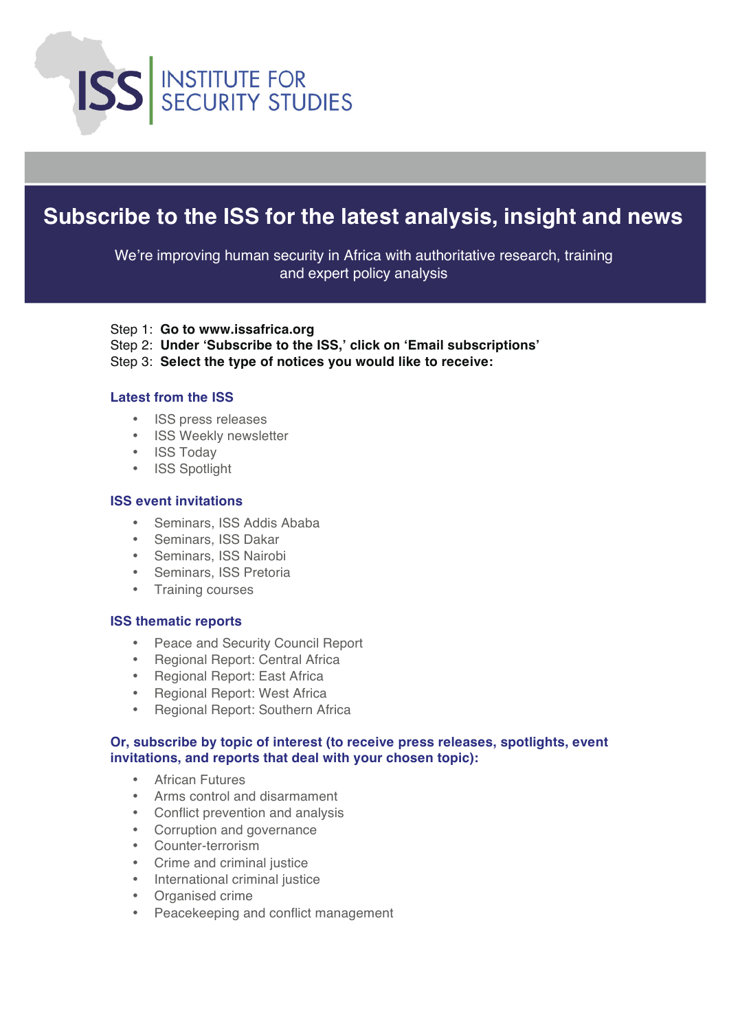ISS INSTITUTE FOR SECURITY STUDIES

# Subscribe to the ISS for the latest analysis, insight and news

We're improving human security in Africa with authoritative research, training and expert policy analysis

Step 1: **Go to www.issafrica.org**
Step 2: **Under 'Subscribe to the ISS,' click on 'Email subscriptions'**
Step 3: **Select the type of notices you would like to receive:**

### Latest from the ISS

- ISS press releases
- ISS Weekly newsletter
- ISS Today
- ISS Spotlight

### ISS event invitations

- Seminars, ISS Addis Ababa
- Seminars, ISS Dakar
- Seminars, ISS Nairobi
- Seminars, ISS Pretoria
- Training courses

### ISS thematic reports

- Peace and Security Council Report
- Regional Report: Central Africa
- Regional Report: East Africa
- Regional Report: West Africa
- Regional Report: Southern Africa

### Or, subscribe by topic of interest (to receive press releases, spotlights, event invitations, and reports that deal with your chosen topic):

- African Futures
- Arms control and disarmament
- Conflict prevention and analysis
- Corruption and governance
- Counter-terrorism
- Crime and criminal justice
- International criminal justice
- Organised crime
- Peacekeeping and conflict management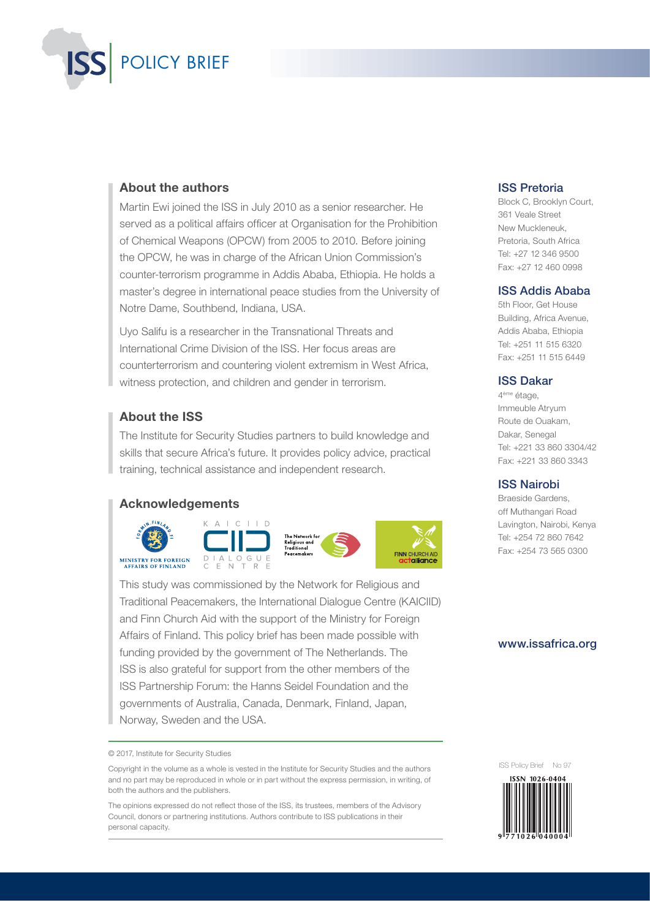## About the authors

Martin Ewi joined the ISS in July 2010 as a senior researcher. He served as a political affairs officer at Organisation for the Prohibition of Chemical Weapons (OPCW) from 2005 to 2010. Before joining the OPCW, he was in charge of the African Union Commission's counter-terrorism programme in Addis Ababa, Ethiopia. He holds a master's degree in international peace studies from the University of Notre Dame, Southbend, Indiana, USA.

Uyo Salifu is a researcher in the Transnational Threats and International Crime Division of the ISS. Her focus areas are counterterrorism and countering violent extremism in West Africa, witness protection, and children and gender in terrorism.

## About the ISS

The Institute for Security Studies partners to build knowledge and skills that secure Africa's future. It provides policy advice, practical training, technical assistance and independent research.

## Acknowledgements

MINISTRY FOR FOREIGN AFFAIRS OF FINLAND

KAICIID DIALOGUE CENTRE

The Network for Religious and Traditional Peacemakers

FINN CHURCH AID actalliance

This study was commissioned by the Network for Religious and Traditional Peacemakers, the International Dialogue Centre (KAICIID) and Finn Church Aid with the support of the Ministry for Foreign Affairs of Finland. This policy brief has been made possible with funding provided by the government of The Netherlands. The ISS is also grateful for support from the other members of the ISS Partnership Forum: the Hanns Seidel Foundation and the governments of Australia, Canada, Denmark, Finland, Japan, Norway, Sweden and the USA.

© 2017, Institute for Security Studies

Copyright in the volume as a whole is vested in the Institute for Security Studies and the authors and no part may be reproduced in whole or in part without the express permission, in writing, of both the authors and the publishers.

The opinions expressed do not reflect those of the ISS, its trustees, members of the Advisory Council, donors or partnering institutions. Authors contribute to ISS publications in their personal capacity.

### ISS Pretoria

Block C, Brooklyn Court,
361 Veale Street
New Muckleneuk,
Pretoria, South Africa
Tel: +27 12 346 9500
Fax: +27 12 460 0998

### ISS Addis Ababa

5th Floor, Get House
Building, Africa Avenue,
Addis Ababa, Ethiopia
Tel: +251 11 515 6320
Fax: +251 11 515 6449

### ISS Dakar

4ème étage,
Immeuble Atryum
Route de Ouakam,
Dakar, Senegal
Tel: +221 33 860 3304/42
Fax: +221 33 860 3343

### ISS Nairobi

Braeside Gardens,
off Muthangari Road
Lavington, Nairobi, Kenya
Tel: +254 72 860 7642
Fax: +254 73 565 0300

www.issafrica.org

ISS Policy Brief No 97

ISSN 1026-0404